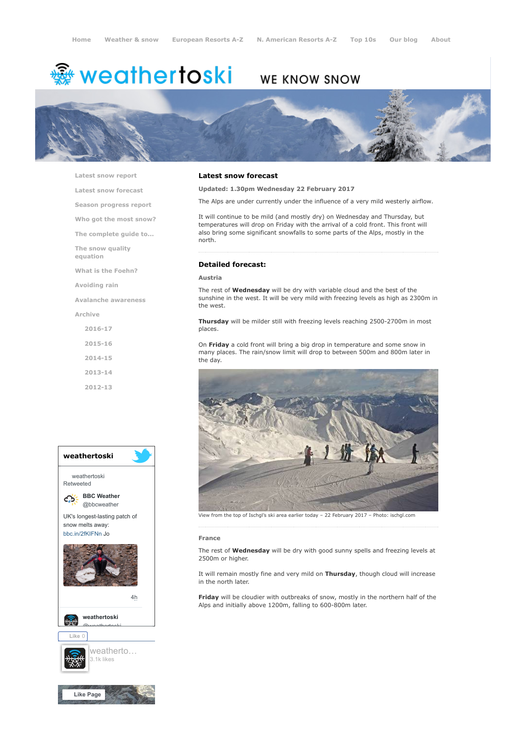Home Weather & snow European Resorts A-Z N. American Resorts A-Z Top 10s Our blog About

# weathertoski

WE KNOW SNOW

- Latest snow report
- Latest snow forecast
- Season progress report
- Who got the most snow?
- The complete guide to...
- The snow quality equation
- What is the Foehn?
- Avoiding rain
- Avalanche awareness
- Archive
  - 2016-17
  - 2015-16
  - 2014-15
  - 2013-14
  - 2012-13

## Latest snow forecast

**Updated: 1.30pm Wednesday 22 February 2017**

The Alps are under currently under the influence of a very mild westerly airflow.

It will continue to be mild (and mostly dry) on Wednesday and Thursday, but temperatures will drop on Friday with the arrival of a cold front. This front will also bring some significant snowfalls to some parts of the Alps, mostly in the north.

## Detailed forecast:

### Austria

The rest of **Wednesday** will be dry with variable cloud and the best of the sunshine in the west. It will be very mild with freezing levels as high as 2300m in the west.

**Thursday** will be milder still with freezing levels reaching 2500-2700m in most places.

On **Friday** a cold front will bring a big drop in temperature and some snow in many places. The rain/snow limit will drop to between 500m and 800m later in the day.

View from the top of Ischgl's ski area earlier today – 22 February 2017 – Photo: ischgl.com

### France

The rest of **Wednesday** will be dry with good sunny spells and freezing levels at 2500m or higher.

It will remain mostly fine and very mild on **Thursday**, though cloud will increase in the north later.

**Friday** will be cloudier with outbreaks of snow, mostly in the northern half of the Alps and initially above 1200m, falling to 600-800m later.

**weathertoski**

weathertoski Retweeted

BBC Weather @bbcweather

UK's longest-lasting patch of snow melts away: bbc.in/2fKIFNn Jo

4h

weathertoski @weathertoski

Like 0

weatherto... 3.1k likes

Like Page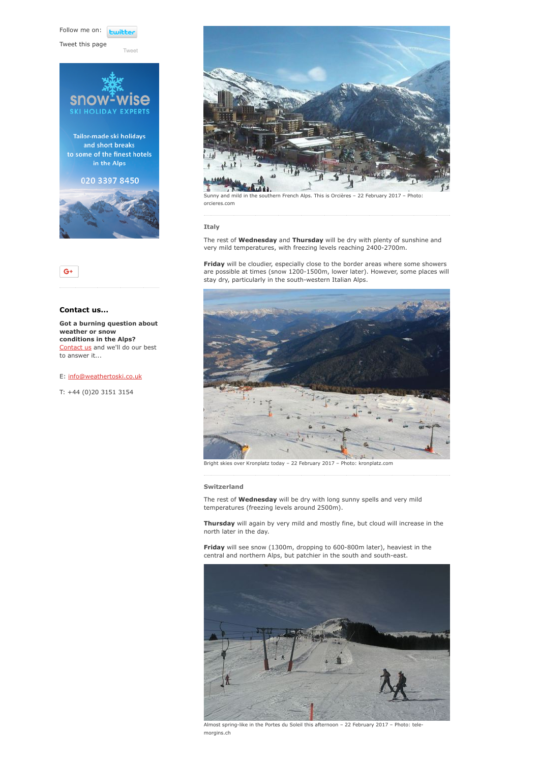Follow me on: twitter

Tweet this page

Tweet

snow-wise
SKI HOLIDAY EXPERTS

Tailor-made ski holidays and short breaks to some of the finest hotels in the Alps

020 3397 8450

G+

### Contact us...

**Got a burning question about weather or snow conditions in the Alps?** Contact us and we'll do our best to answer it...

E: info@weathertoski.co.uk

T: +44 (0)20 3151 3154

Sunny and mild in the southern French Alps. This is Orcières – 22 February 2017 – Photo: orcieres.com

#### Italy

The rest of **Wednesday** and **Thursday** will be dry with plenty of sunshine and very mild temperatures, with freezing levels reaching 2400-2700m.

**Friday** will be cloudier, especially close to the border areas where some showers are possible at times (snow 1200-1500m, lower later). However, some places will stay dry, particularly in the south-western Italian Alps.

Bright skies over Kronplatz today – 22 February 2017 – Photo: kronplatz.com

#### Switzerland

The rest of **Wednesday** will be dry with long sunny spells and very mild temperatures (freezing levels around 2500m).

**Thursday** will again by very mild and mostly fine, but cloud will increase in the north later in the day.

**Friday** will see snow (1300m, dropping to 600-800m later), heaviest in the central and northern Alps, but patchier in the south and south-east.

Almost spring-like in the Portes du Soleil this afternoon – 22 February 2017 – Photo: tele-morgins.ch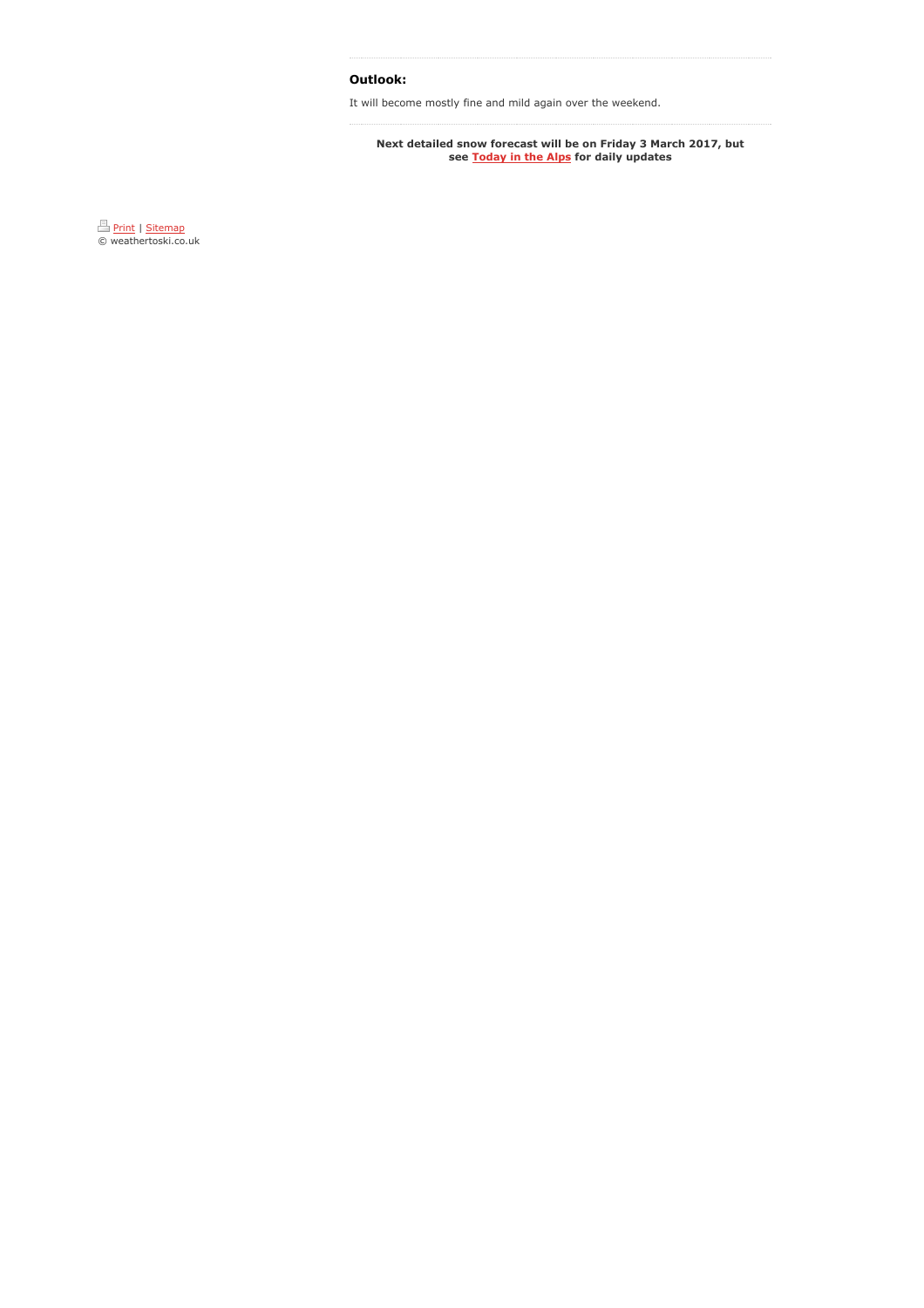---

**Outlook:**

It will become mostly fine and mild again over the weekend.

---

**Next detailed snow forecast will be on Friday 3 March 2017, but see Today in the Alps for daily updates**

Print | Sitemap
© weathertoski.co.uk